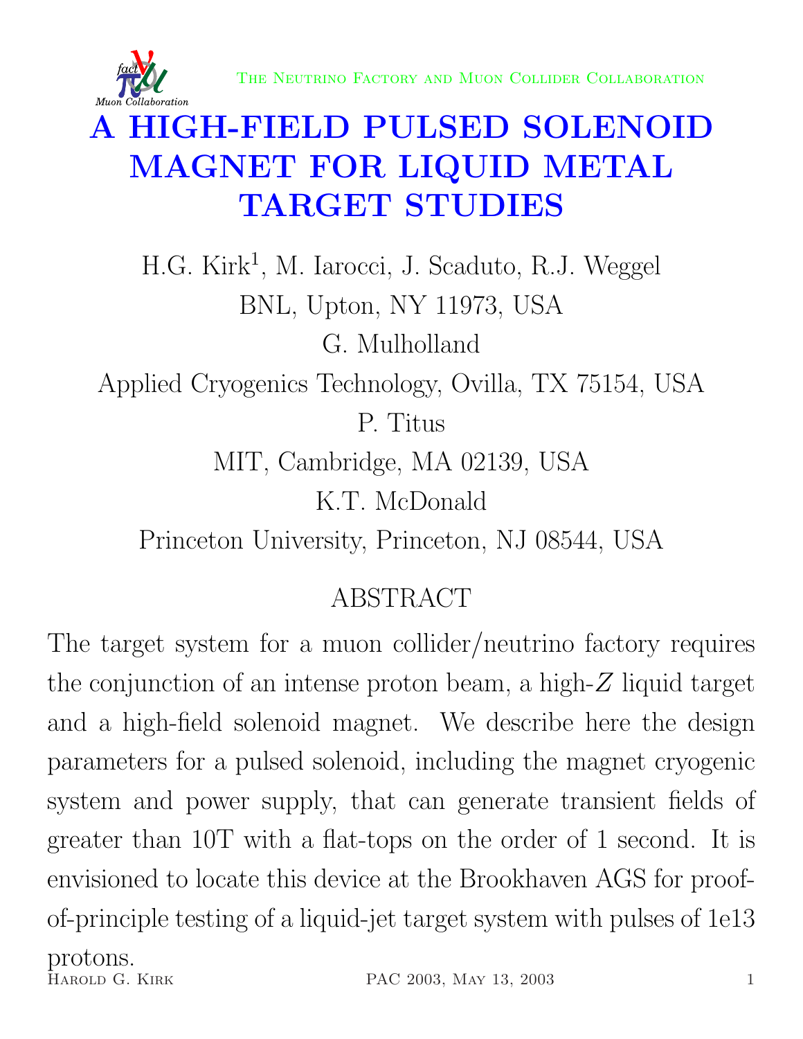# A HIGH-FIELD PULSED SOLENOID MAGNET FOR LIQUID METAL TARGET STUDIES

H.G. Kirk[1], M. Iarocci, J. Scaduto, R.J. Weggel

BNL, Upton, NY 11973, USA

G. Mulholland

Applied Cryogenics Technology, Ovilla, TX 75154, USA

P. Titus

MIT, Cambridge, MA 02139, USA

K.T. McDonald

Princeton University, Princeton, NJ 08544, USA

## ABSTRACT

The target system for a muon collider/neutrino factory requires the conjunction of an intense proton beam, a high-$Z$ liquid target and a high-field solenoid magnet. We describe here the design parameters for a pulsed solenoid, including the magnet cryogenic system and power supply, that can generate transient fields of greater than 10T with a flat-tops on the order of 1 second. It is envisioned to locate this device at the Brookhaven AGS for proof-of-principle testing of a liquid-jet target system with pulses of 1e13 protons.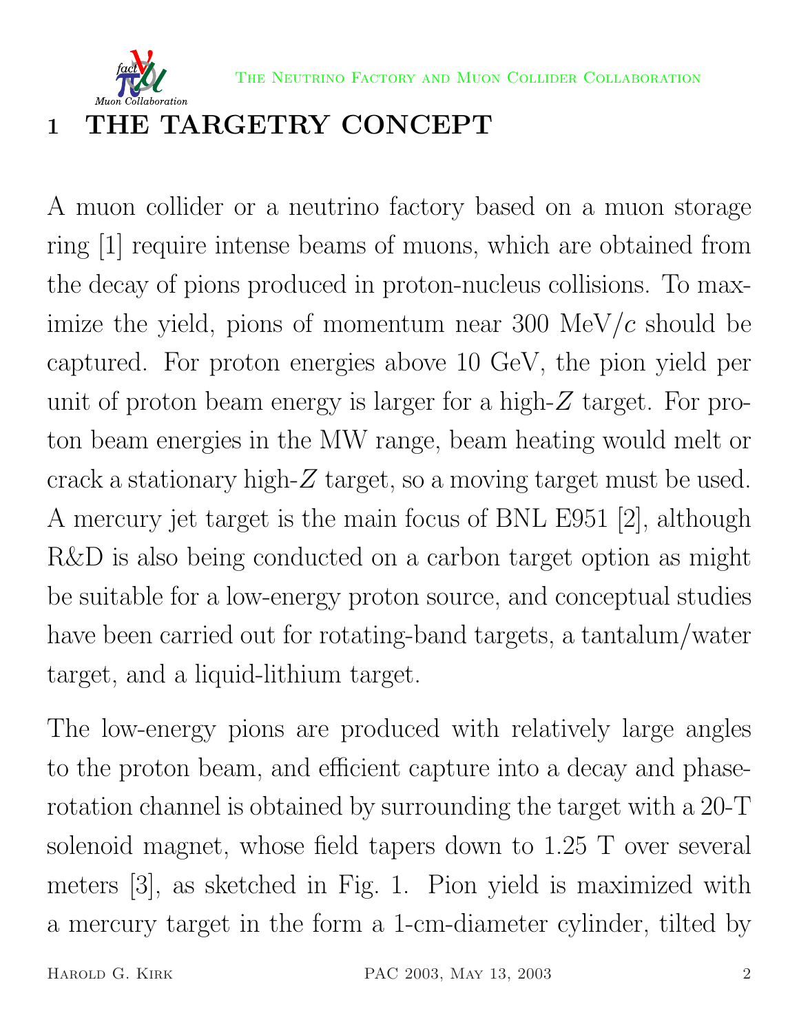# 1 THE TARGETRY CONCEPT

A muon collider or a neutrino factory based on a muon storage ring [1] require intense beams of muons, which are obtained from the decay of pions produced in proton-nucleus collisions. To maximize the yield, pions of momentum near 300 MeV/$c$ should be captured. For proton energies above 10 GeV, the pion yield per unit of proton beam energy is larger for a high-$Z$ target. For proton beam energies in the MW range, beam heating would melt or crack a stationary high-$Z$ target, so a moving target must be used. A mercury jet target is the main focus of BNL E951 [2], although R&D is also being conducted on a carbon target option as might be suitable for a low-energy proton source, and conceptual studies have been carried out for rotating-band targets, a tantalum/water target, and a liquid-lithium target.

The low-energy pions are produced with relatively large angles to the proton beam, and efficient capture into a decay and phase-rotation channel is obtained by surrounding the target with a 20-T solenoid magnet, whose field tapers down to 1.25 T over several meters [3], as sketched in Fig. 1. Pion yield is maximized with a mercury target in the form a 1-cm-diameter cylinder, tilted by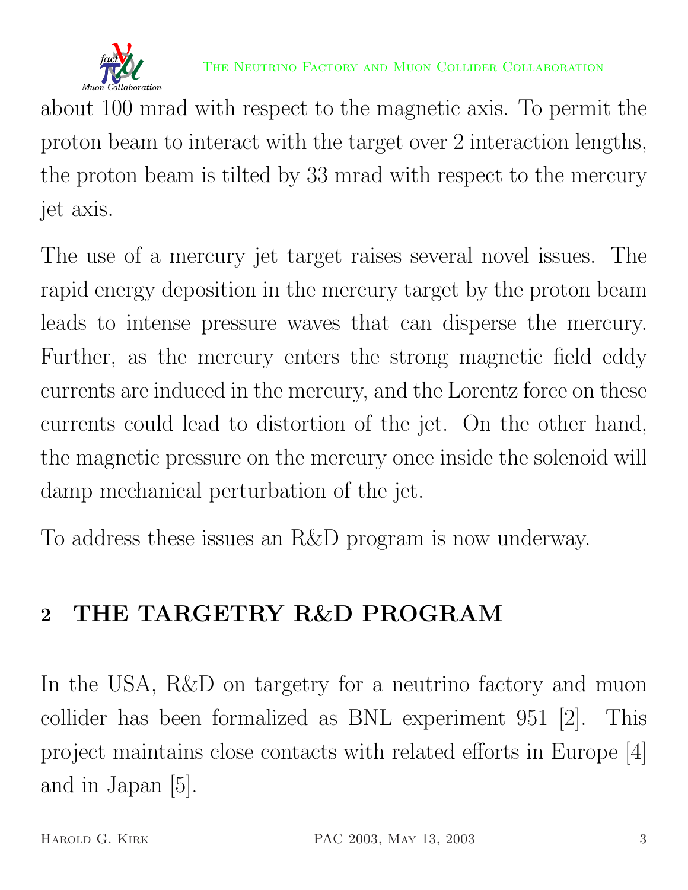about 100 mrad with respect to the magnetic axis. To permit the proton beam to interact with the target over 2 interaction lengths, the proton beam is tilted by 33 mrad with respect to the mercury jet axis.

The use of a mercury jet target raises several novel issues. The rapid energy deposition in the mercury target by the proton beam leads to intense pressure waves that can disperse the mercury. Further, as the mercury enters the strong magnetic field eddy currents are induced in the mercury, and the Lorentz force on these currents could lead to distortion of the jet. On the other hand, the magnetic pressure on the mercury once inside the solenoid will damp mechanical perturbation of the jet.

To address these issues an R&D program is now underway.

## 2 THE TARGETRY R&D PROGRAM

In the USA, R&D on targetry for a neutrino factory and muon collider has been formalized as BNL experiment 951 [2]. This project maintains close contacts with related efforts in Europe [4] and in Japan [5].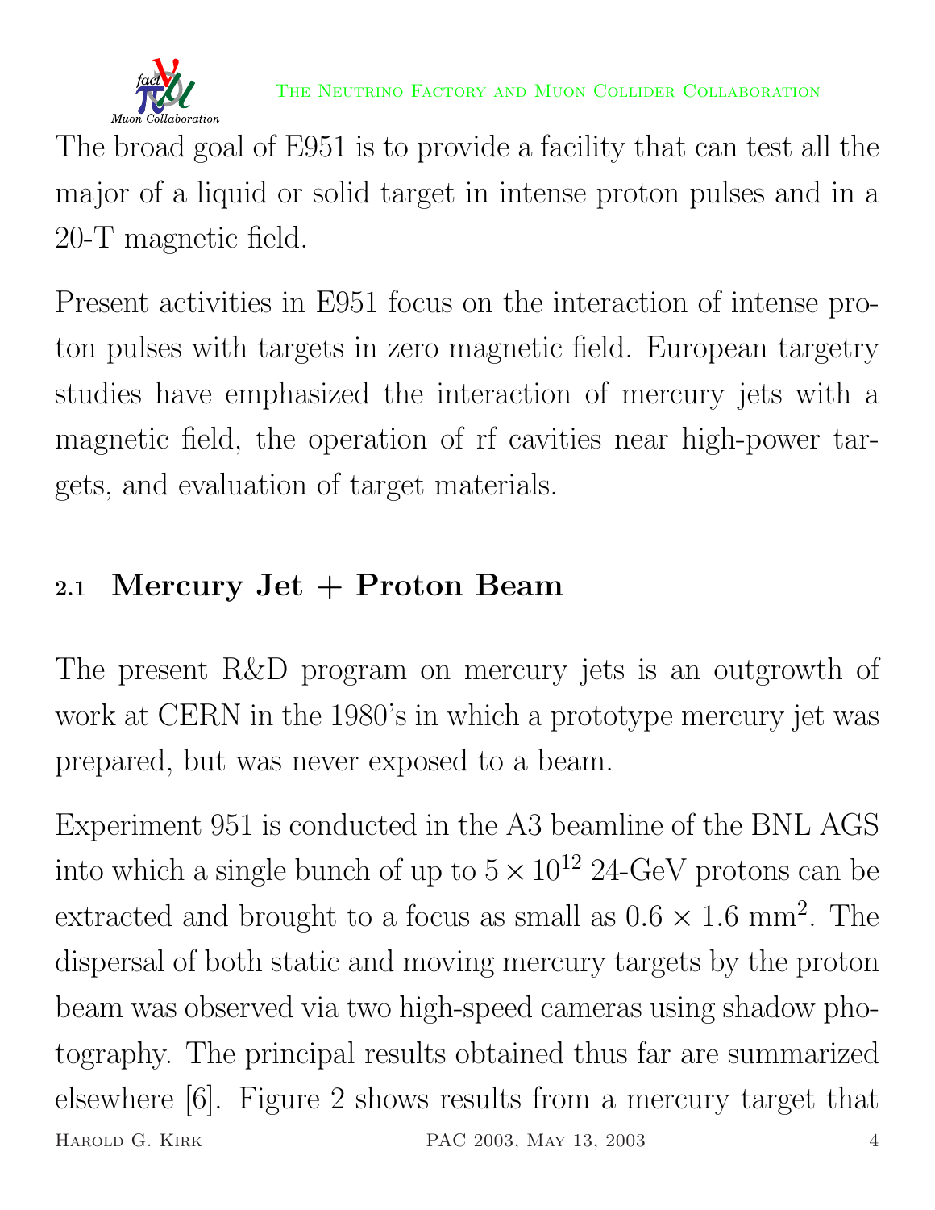The broad goal of E951 is to provide a facility that can test all the major of a liquid or solid target in intense proton pulses and in a 20-T magnetic field.

Present activities in E951 focus on the interaction of intense proton pulses with targets in zero magnetic field. European targetry studies have emphasized the interaction of mercury jets with a magnetic field, the operation of rf cavities near high-power targets, and evaluation of target materials.

## 2.1 Mercury Jet + Proton Beam

The present R&D program on mercury jets is an outgrowth of work at CERN in the 1980's in which a prototype mercury jet was prepared, but was never exposed to a beam.

Experiment 951 is conducted in the A3 beamline of the BNL AGS into which a single bunch of up to $5 \times 10^{12}$ 24-GeV protons can be extracted and brought to a focus as small as $0.6 \times 1.6$ mm$^2$. The dispersal of both static and moving mercury targets by the proton beam was observed via two high-speed cameras using shadow photography. The principal results obtained thus far are summarized elsewhere [6]. Figure 2 shows results from a mercury target that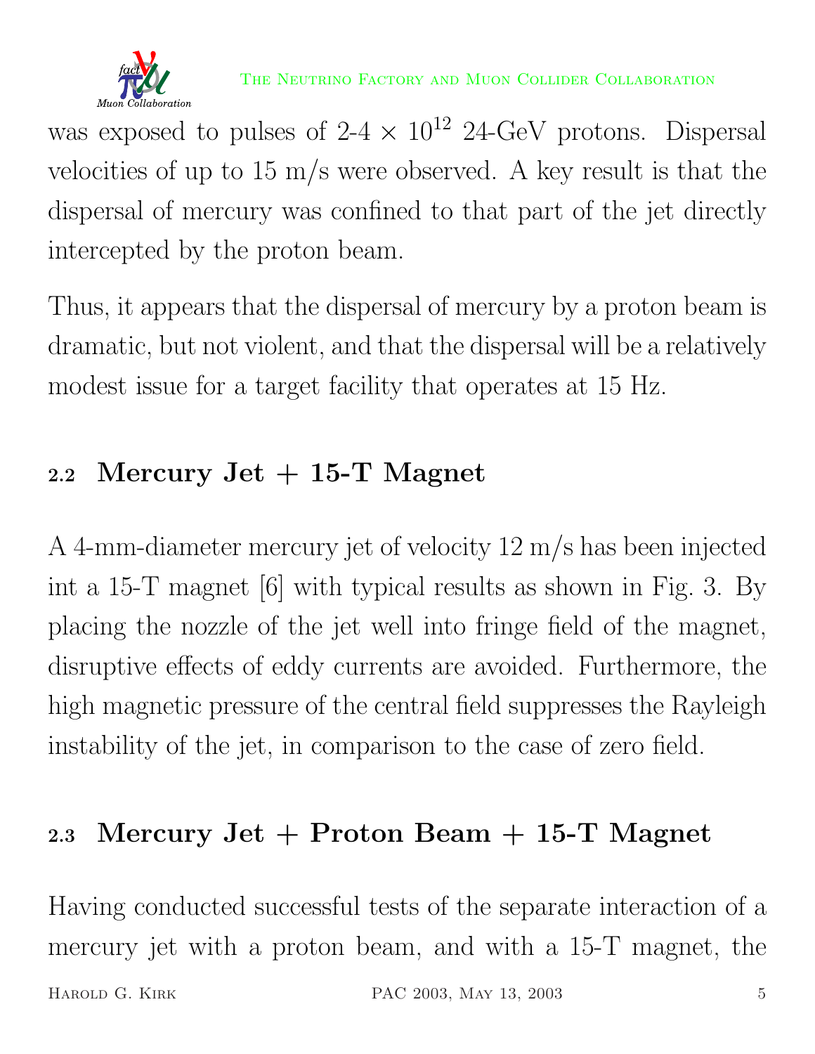was exposed to pulses of 2-4 $\times$ $10^{12}$ 24-GeV protons. Dispersal velocities of up to 15 m/s were observed. A key result is that the dispersal of mercury was confined to that part of the jet directly intercepted by the proton beam.

Thus, it appears that the dispersal of mercury by a proton beam is dramatic, but not violent, and that the dispersal will be a relatively modest issue for a target facility that operates at 15 Hz.

## 2.2 Mercury Jet + 15-T Magnet

A 4-mm-diameter mercury jet of velocity 12 m/s has been injected int a 15-T magnet [6] with typical results as shown in Fig. 3. By placing the nozzle of the jet well into fringe field of the magnet, disruptive effects of eddy currents are avoided. Furthermore, the high magnetic pressure of the central field suppresses the Rayleigh instability of the jet, in comparison to the case of zero field.

## 2.3 Mercury Jet + Proton Beam + 15-T Magnet

Having conducted successful tests of the separate interaction of a mercury jet with a proton beam, and with a 15-T magnet, the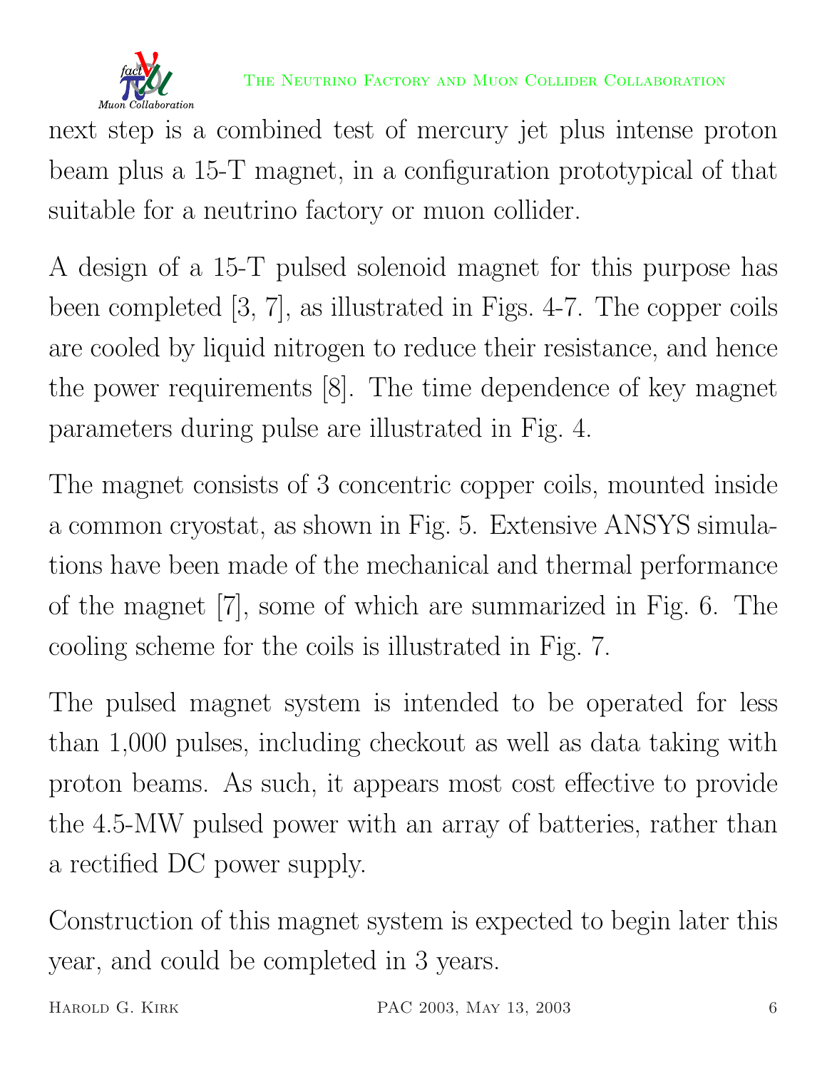next step is a combined test of mercury jet plus intense proton beam plus a 15-T magnet, in a configuration prototypical of that suitable for a neutrino factory or muon collider.

A design of a 15-T pulsed solenoid magnet for this purpose has been completed [3, 7], as illustrated in Figs. 4-7. The copper coils are cooled by liquid nitrogen to reduce their resistance, and hence the power requirements [8]. The time dependence of key magnet parameters during pulse are illustrated in Fig. 4.

The magnet consists of 3 concentric copper coils, mounted inside a common cryostat, as shown in Fig. 5. Extensive ANSYS simulations have been made of the mechanical and thermal performance of the magnet [7], some of which are summarized in Fig. 6. The cooling scheme for the coils is illustrated in Fig. 7.

The pulsed magnet system is intended to be operated for less than 1,000 pulses, including checkout as well as data taking with proton beams. As such, it appears most cost effective to provide the 4.5-MW pulsed power with an array of batteries, rather than a rectified DC power supply.

Construction of this magnet system is expected to begin later this year, and could be completed in 3 years.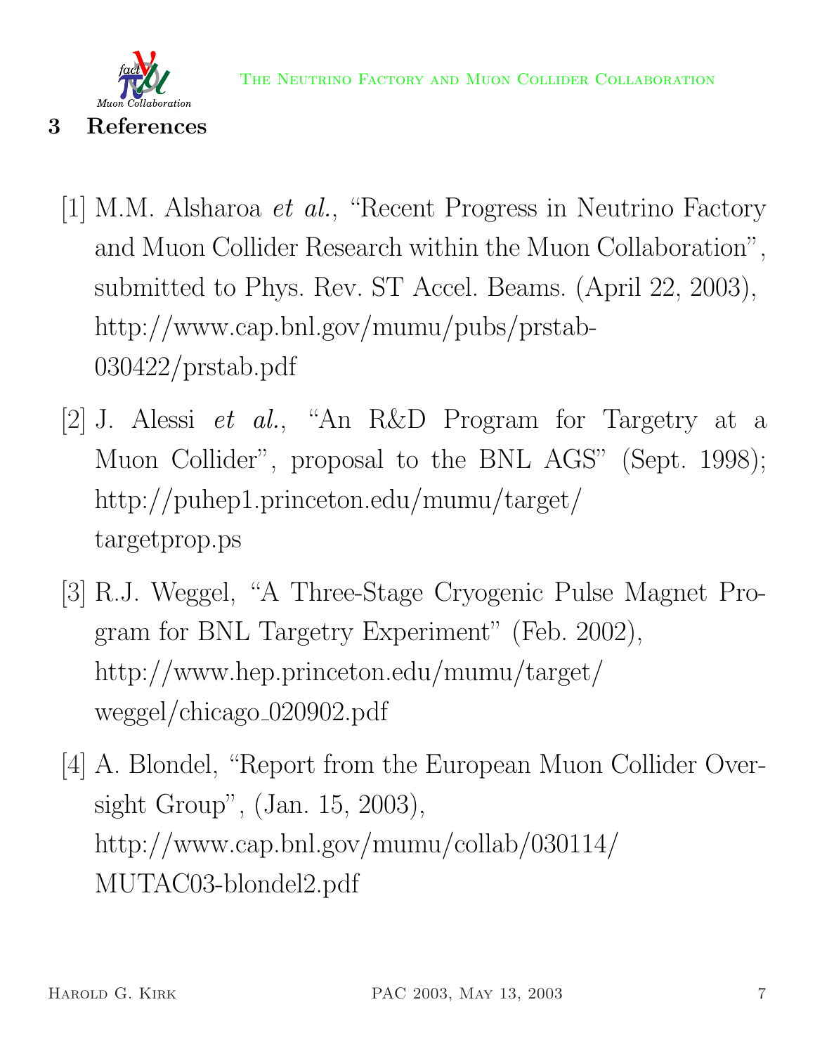## 3 References

[1] M.M. Alsharoa *et al.*, "Recent Progress in Neutrino Factory and Muon Collider Research within the Muon Collaboration", submitted to Phys. Rev. ST Accel. Beams. (April 22, 2003), http://www.cap.bnl.gov/mumu/pubs/prstab-030422/prstab.pdf

[2] J. Alessi *et al.*, "An R&D Program for Targetry at a Muon Collider", proposal to the BNL AGS" (Sept. 1998); http://puhep1.princeton.edu/mumu/target/targetprop.ps

[3] R.J. Weggel, "A Three-Stage Cryogenic Pulse Magnet Program for BNL Targetry Experiment" (Feb. 2002), http://www.hep.princeton.edu/mumu/target/weggel/chicago_020902.pdf

[4] A. Blondel, "Report from the European Muon Collider Oversight Group", (Jan. 15, 2003), http://www.cap.bnl.gov/mumu/collab/030114/MUTAC03-blondel2.pdf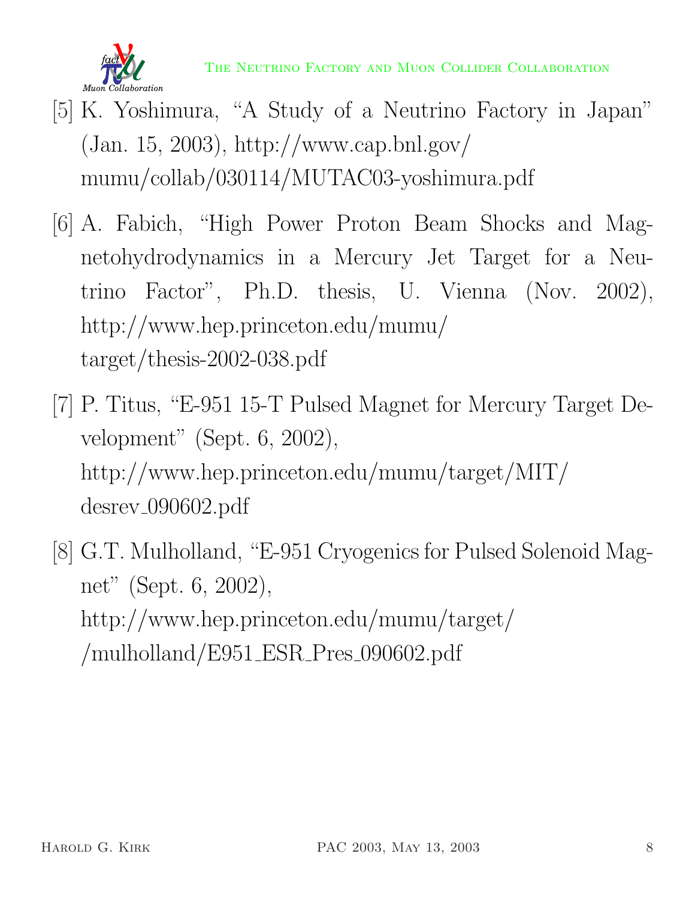[5] K. Yoshimura, "A Study of a Neutrino Factory in Japan" (Jan. 15, 2003), http://www.cap.bnl.gov/mumu/collab/030114/MUTAC03-yoshimura.pdf

[6] A. Fabich, "High Power Proton Beam Shocks and Magnetohydrodynamics in a Mercury Jet Target for a Neutrino Factor", Ph.D. thesis, U. Vienna (Nov. 2002), http://www.hep.princeton.edu/mumu/target/thesis-2002-038.pdf

[7] P. Titus, "E-951 15-T Pulsed Magnet for Mercury Target Development" (Sept. 6, 2002), http://www.hep.princeton.edu/mumu/target/MIT/desrev_090602.pdf

[8] G.T. Mulholland, "E-951 Cryogenics for Pulsed Solenoid Magnet" (Sept. 6, 2002), http://www.hep.princeton.edu/mumu/target//mulholland/E951_ESR_Pres_090602.pdf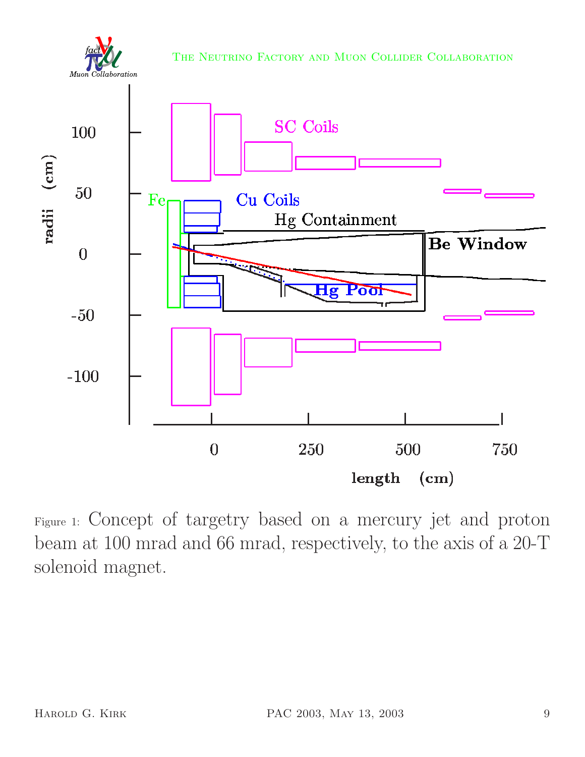SC Coils

Cu Coils

Hg Containment

Fe

Be Window

Hg Pool

radii (cm)

100

50

0

-50

-100

0

250

500

750

length (cm)

Figure 1: Concept of targetry based on a mercury jet and proton beam at 100 mrad and 66 mrad, respectively, to the axis of a 20-T solenoid magnet.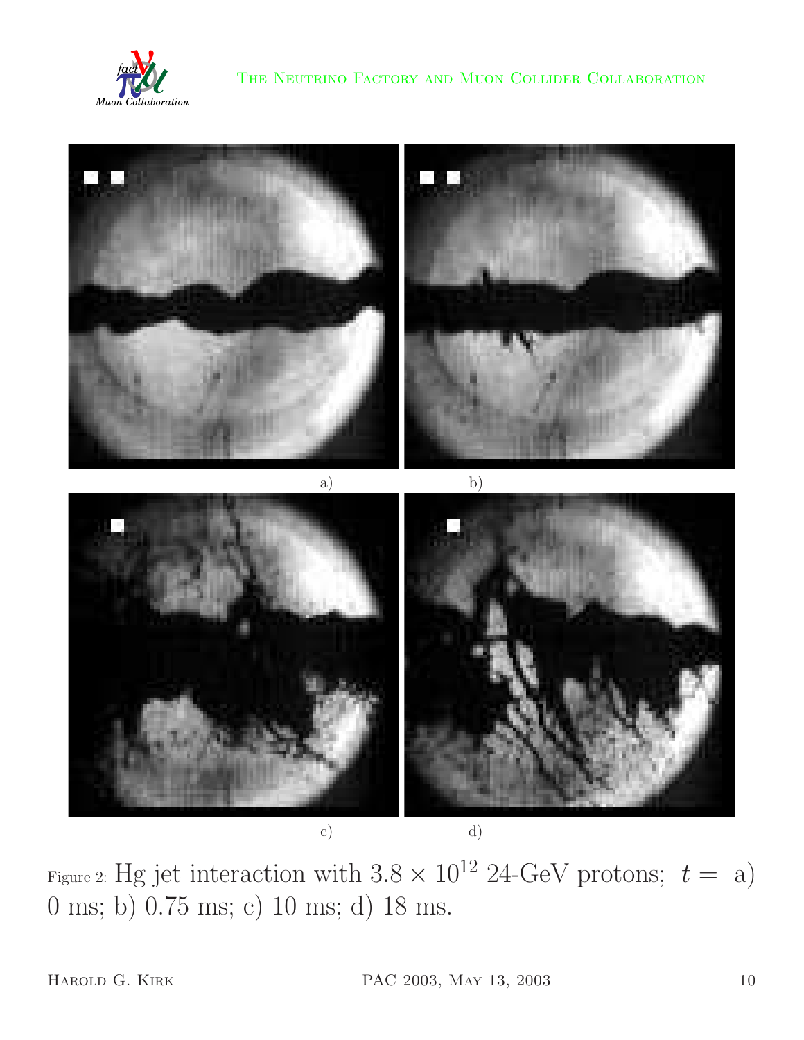a)

b)

c)

d)

Figure 2: Hg jet interaction with $3.8 \times 10^{12}$ 24-GeV protons; $t =$ a) 0 ms; b) 0.75 ms; c) 10 ms; d) 18 ms.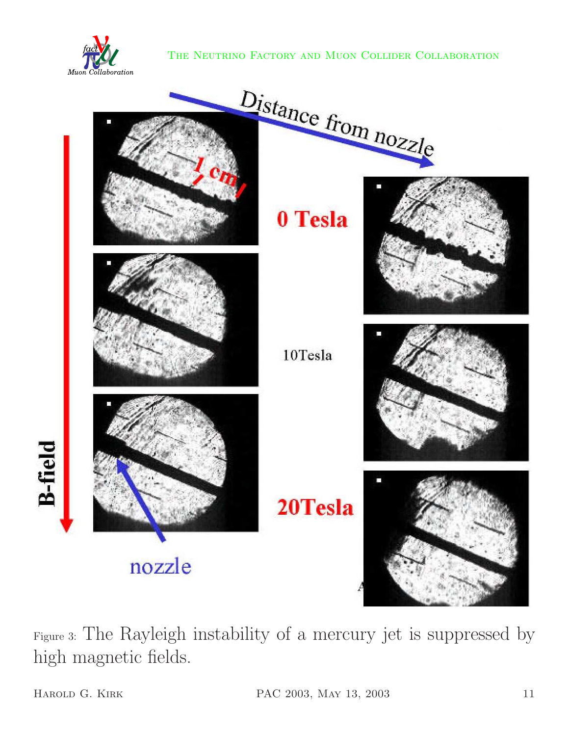Distance from nozzle

1 cm

0 Tesla

10Tesla

20Tesla

B-field

nozzle

Figure 3: The Rayleigh instability of a mercury jet is suppressed by high magnetic fields.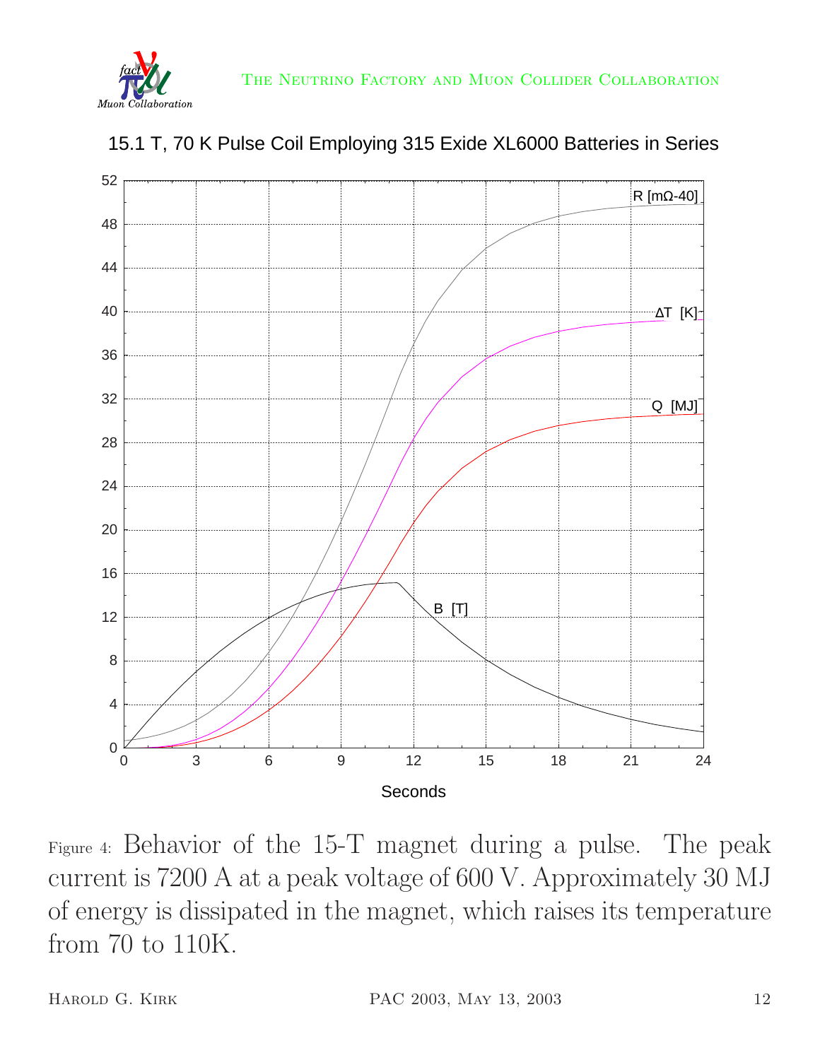15.1 T, 70 K Pulse Coil Employing 315 Exide XL6000 Batteries in Series

R [mΩ-40]

ΔT [K]

Q [MJ]

B [T]

52
48
44
40
36
32
28
24
20
16
12
8
4
0

0 3 6 9 12 15 18 21 24

Seconds

Figure 4: Behavior of the 15-T magnet during a pulse. The peak current is 7200 A at a peak voltage of 600 V. Approximately 30 MJ of energy is dissipated in the magnet, which raises its temperature from 70 to 110K.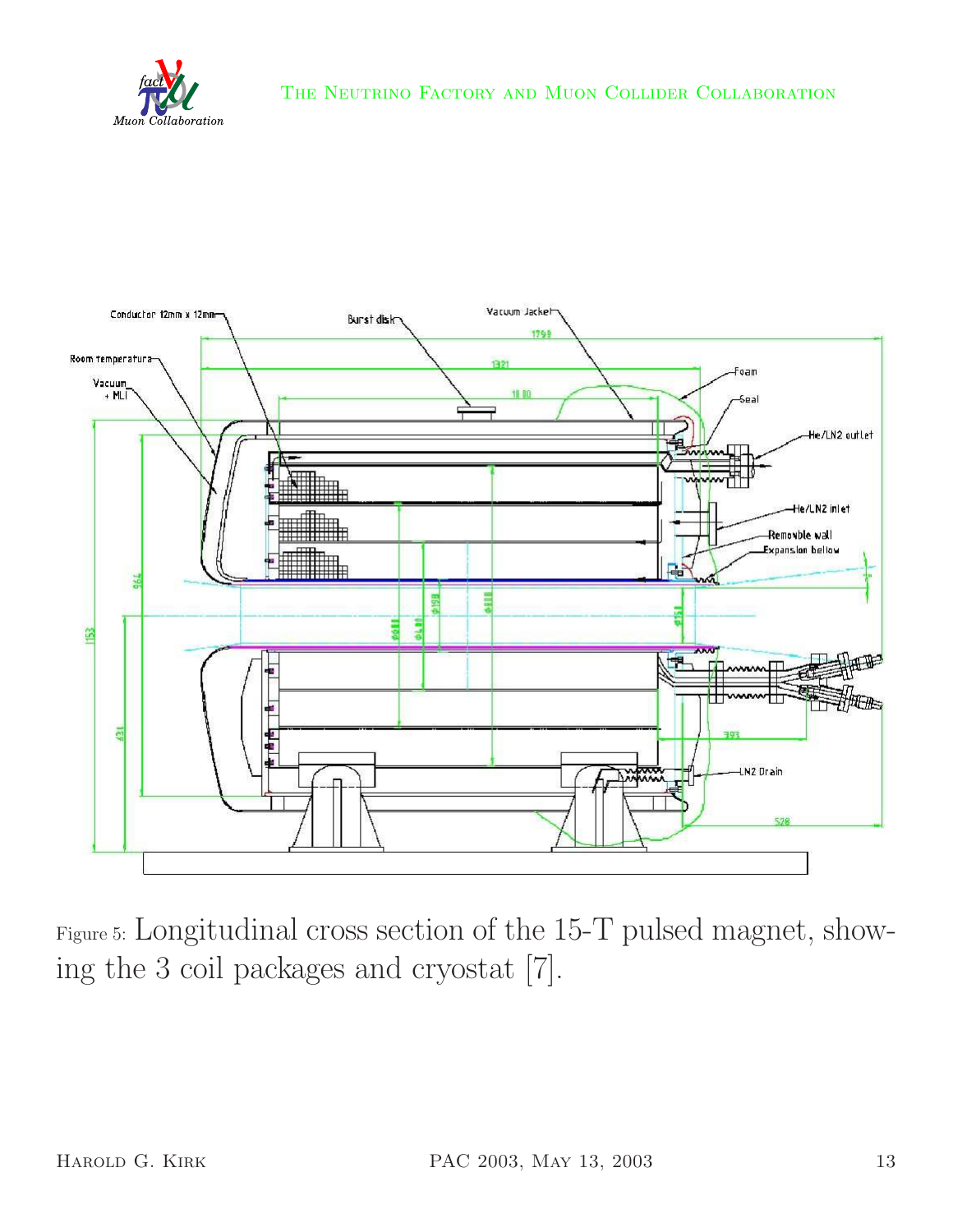Conductor 12mm x 12mm

Burst disk

Vacuum Jacket

1799

1321

1080

Room temperature

Vacuum + MLI

Foam

Seal

He/LN2 outlet

He/LN2 inlet

Removable wall

Expansion bellow

964

1153

631

Φ600

Φ400

Φ198

Φ800

Φ151

393

LN2 Drain

528

Figure 5: Longitudinal cross section of the 15-T pulsed magnet, showing the 3 coil packages and cryostat [7].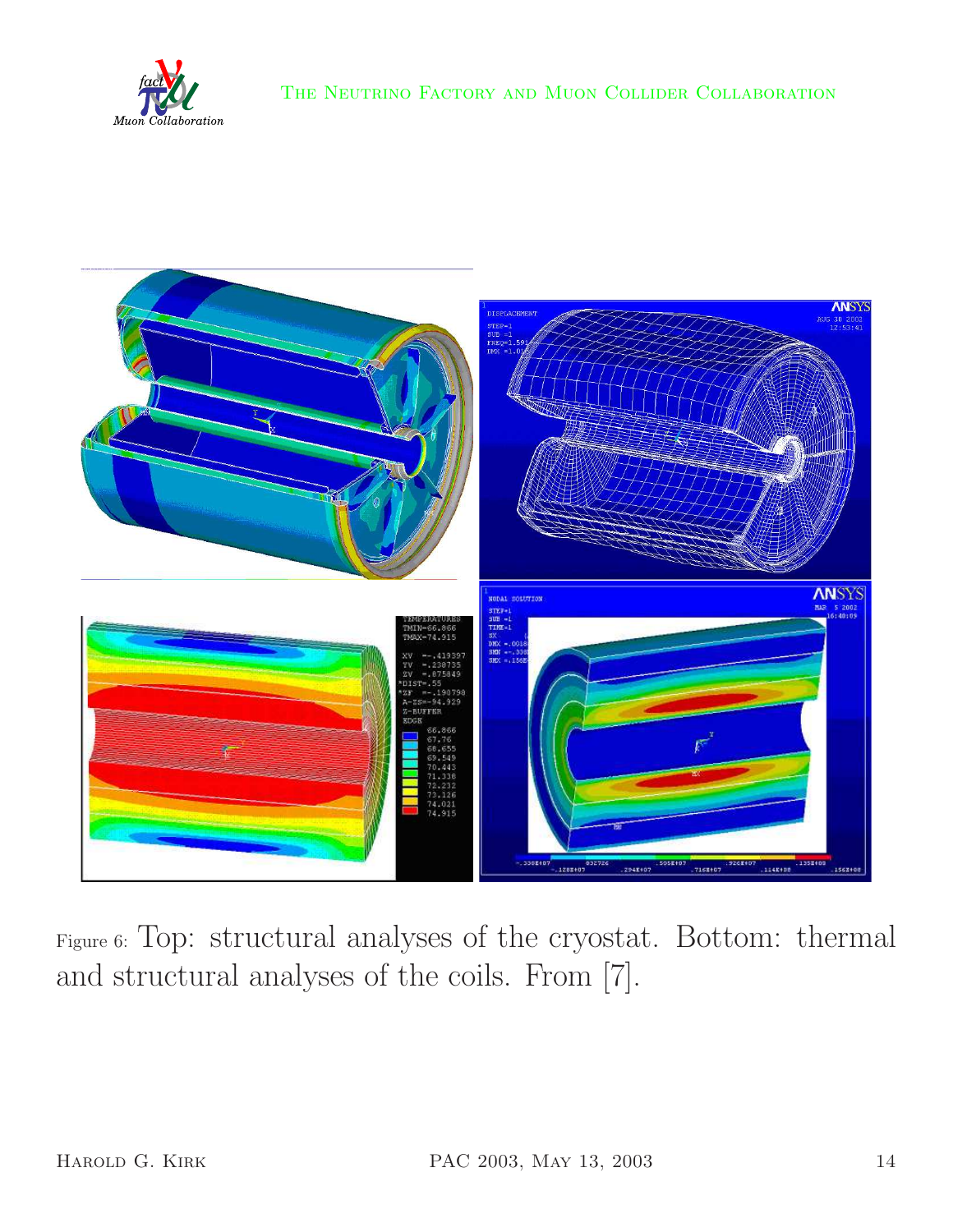Figure 6: Top: structural analyses of the cryostat. Bottom: thermal and structural analyses of the coils. From [7].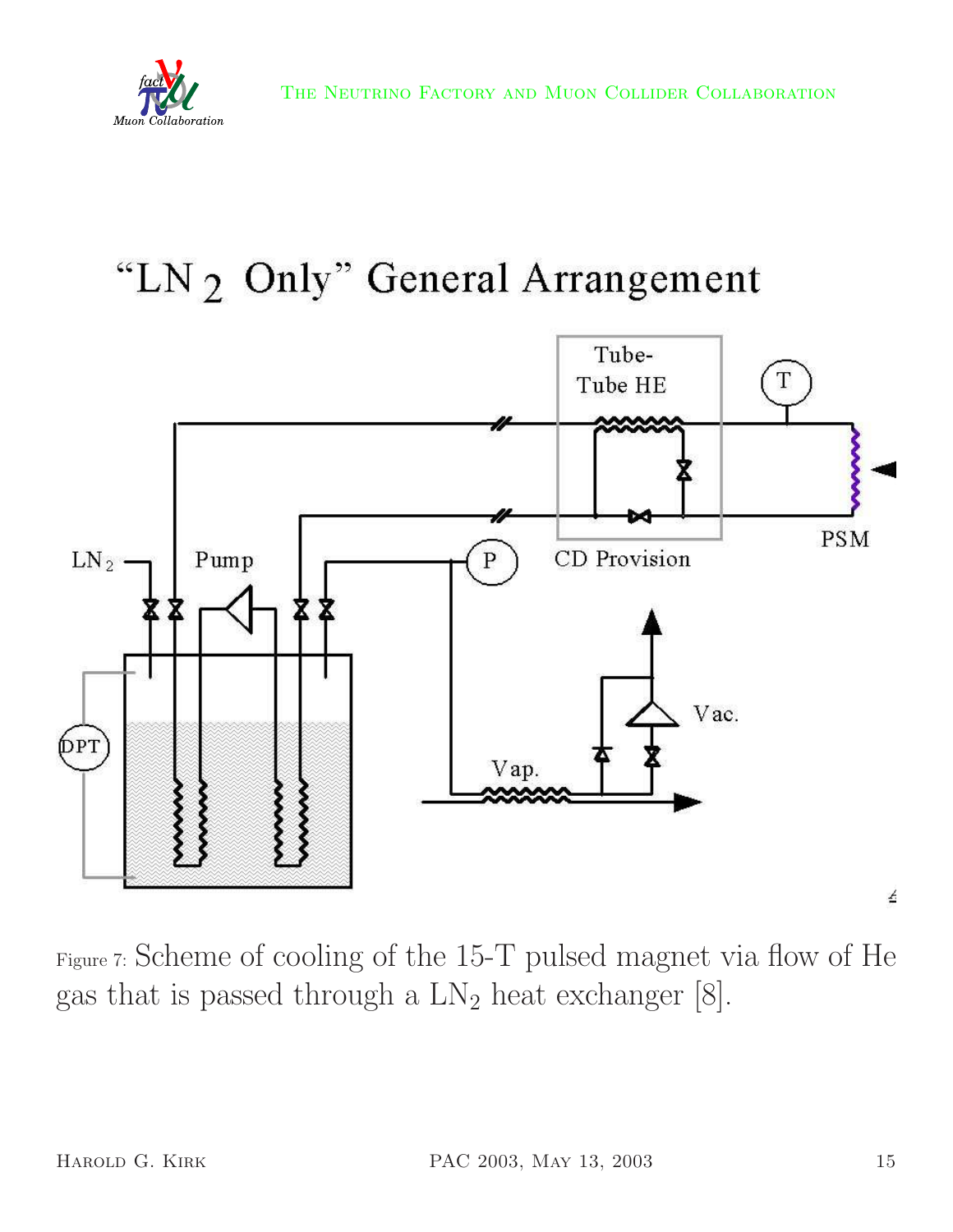# "$LN_2$ Only" General Arrangement

Tube-Tube HE

T

PSM

CD Provision

P

$LN_2$

Pump

DPT

Vap.

Vac.

Figure 7: Scheme of cooling of the 15-T pulsed magnet via flow of He gas that is passed through a $LN_2$ heat exchanger [8].